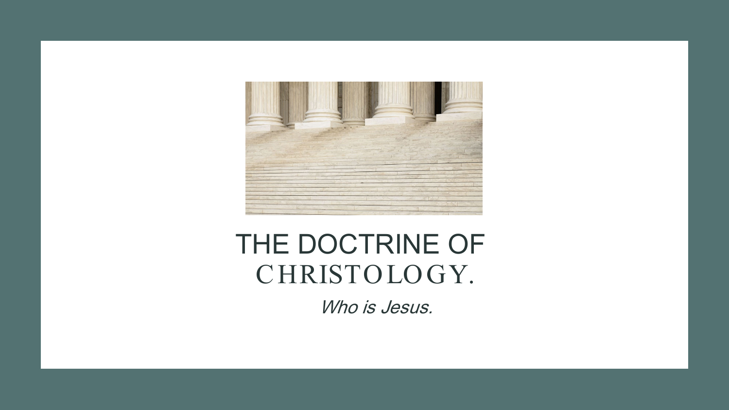# THE DOCTRINE OF CHRISTOLOGY.

*Who is Jesus.*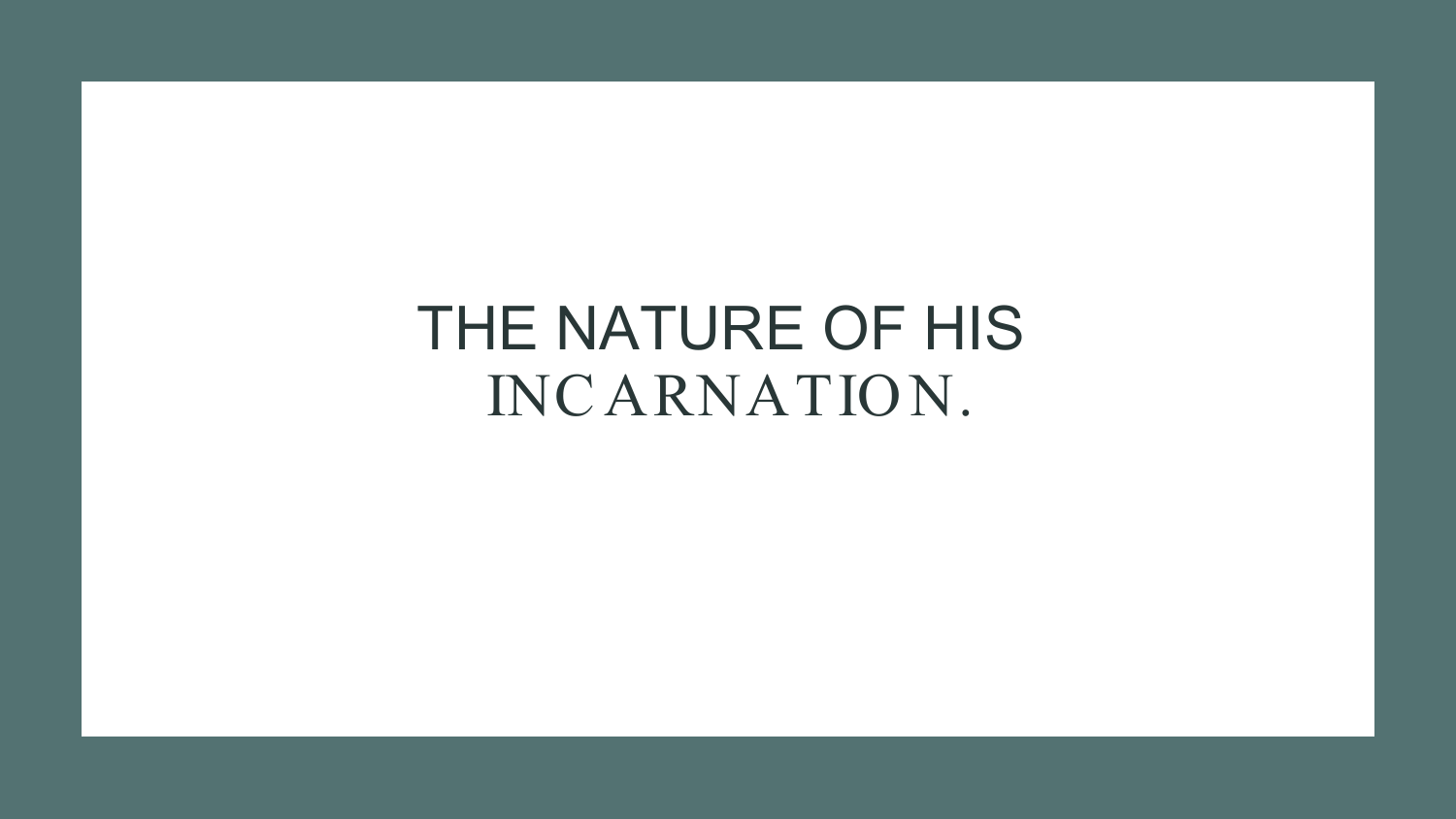# THE NATURE OF HIS INCARNATION.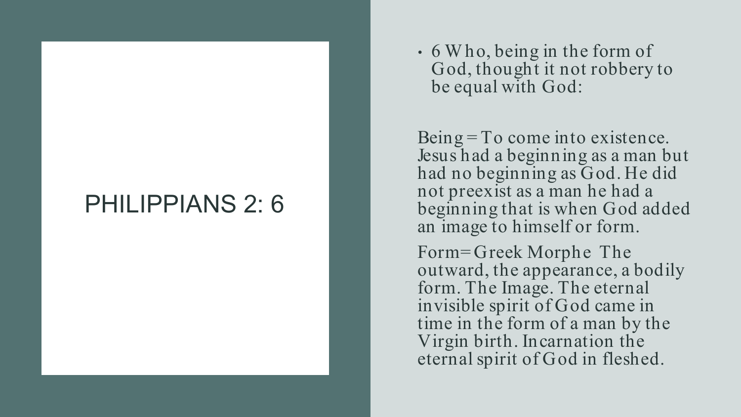# PHILIPPIANS 2: 6

- 6 Who, being in the form of God, thought it not robbery to be equal with God:

Being = To come into existence. Jesus had a beginning as a man but had no beginning as God. He did not preexist as a man he had a beginning that is when God added an image to himself or form.

Form= Greek Morphe The outward, the appearance, a bodily form. The Image. The eternal invisible spirit of God came in time in the form of a man by the Virgin birth. Incarnation the eternal spirit of God in fleshed.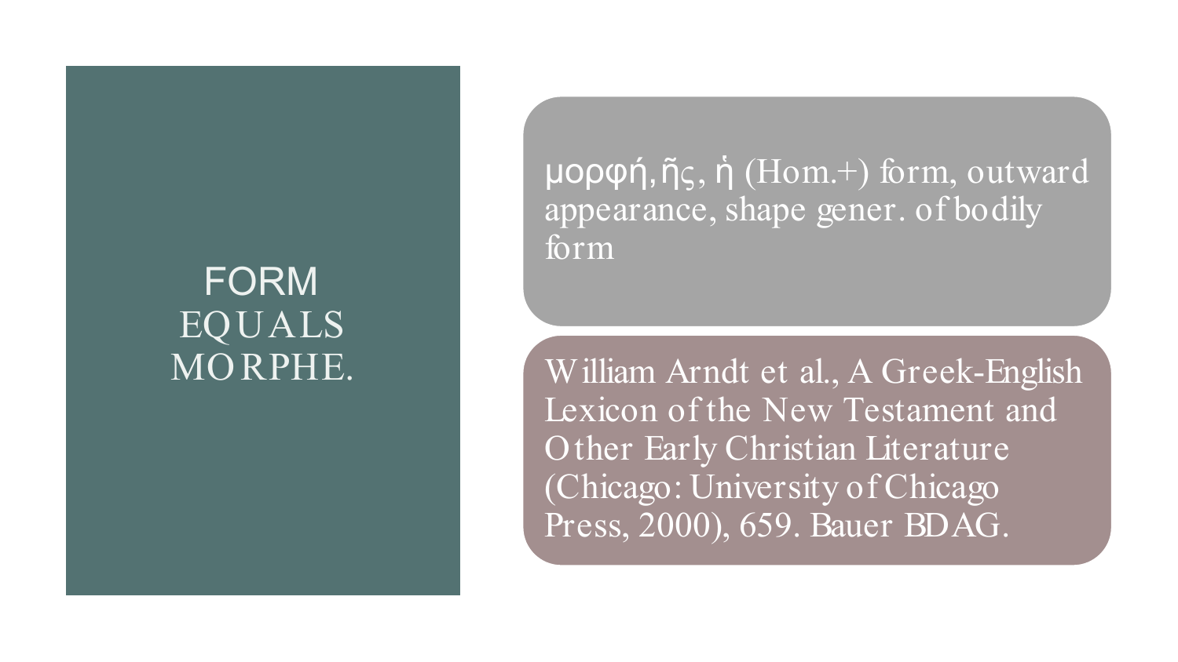# FORM EQUALS MORPHE.

μορφή, ῆς, ἡ (Hom.+) form, outward appearance, shape gener. of bodily form

William Arndt et al., A Greek-English Lexicon of the New Testament and Other Early Christian Literature (Chicago: University of Chicago Press, 2000), 659. Bauer BDAG.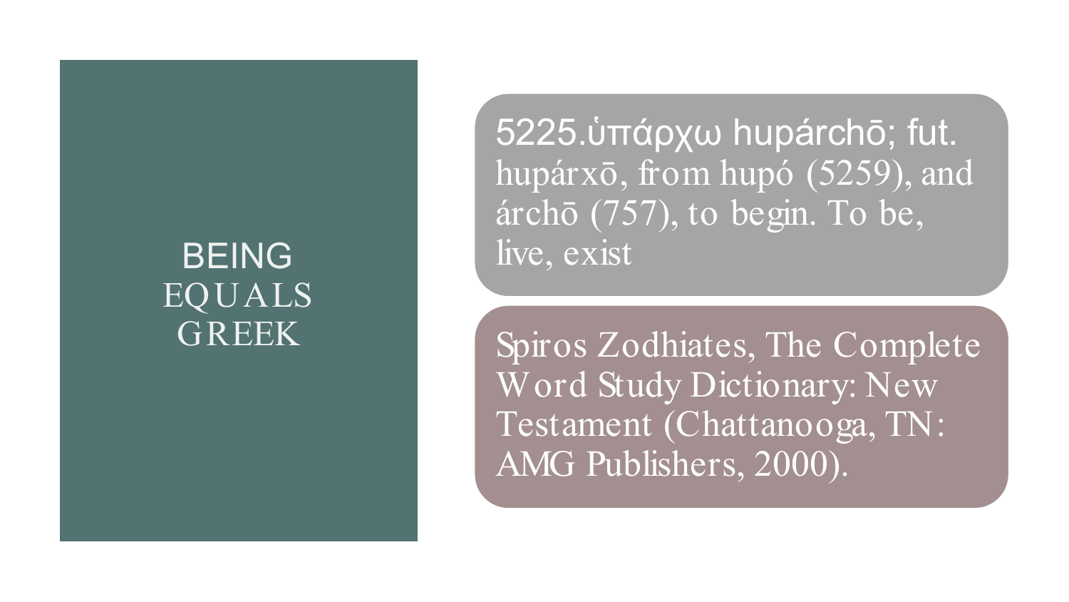# BEING EQUALS GREEK

5225.ὑπάρχω hupárchō; fut. hupárxō, from hupó (5259), and árchō (757), to begin. To be, live, exist

Spiros Zodhiates, The Complete Word Study Dictionary: New Testament (Chattanooga, TN: AMG Publishers, 2000).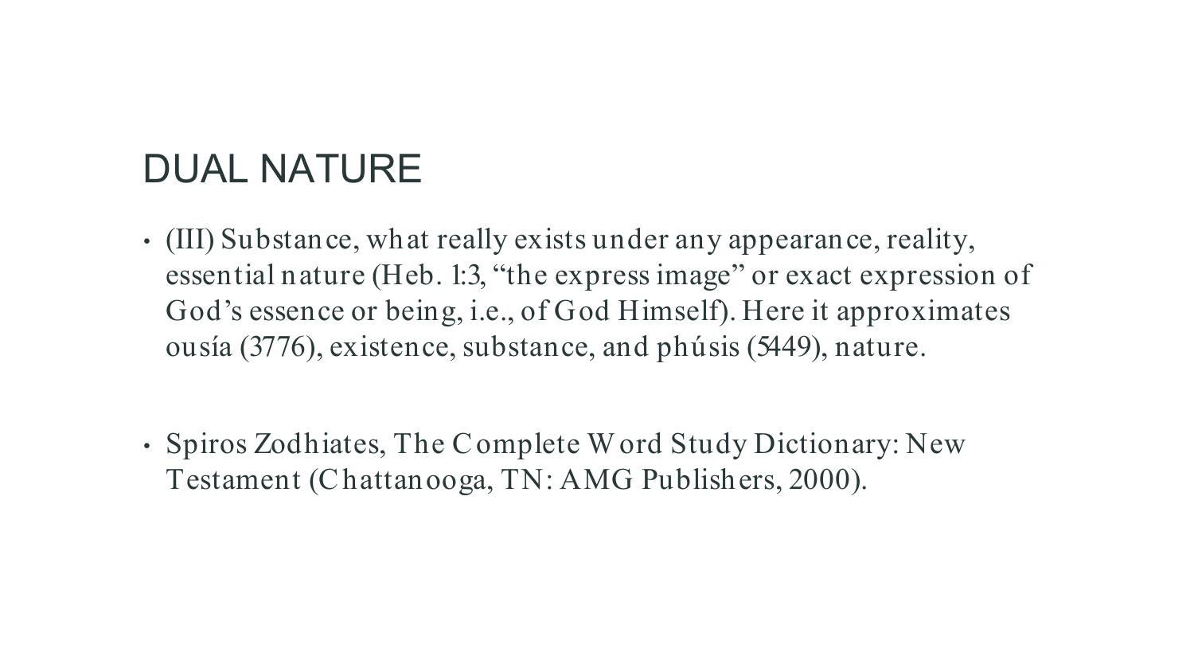# DUAL NATURE

- (III) Substance, what really exists under any appearance, reality, essential nature (Heb. 1:3, “the express image” or exact expression of God’s essence or being, i.e., of God Himself). Here it approximates ousía (3776), existence, substance, and phúsis (5449), nature.

- Spiros Zodhiates, The Complete Word Study Dictionary: New Testament (Chattanooga, TN: AMG Publishers, 2000).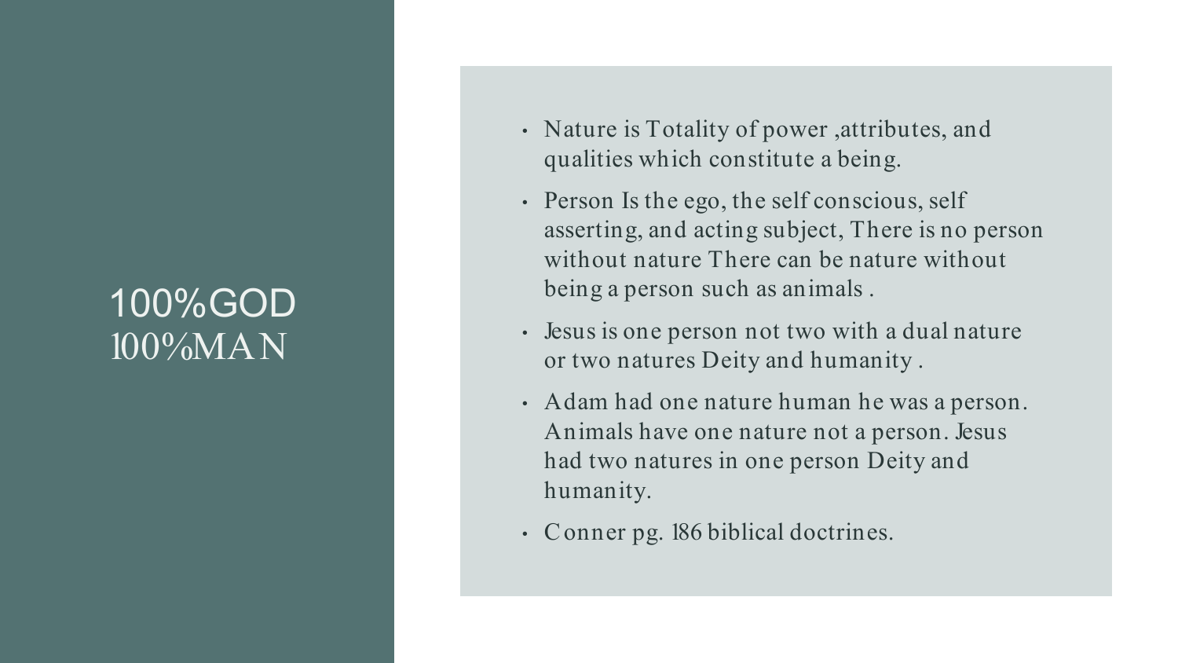# 100%GOD 100%MAN

- Nature is Totality of power ,attributes, and qualities which constitute a being.
- Person Is the ego, the self conscious, self asserting, and acting subject, There is no person without nature There can be nature without being a person such as animals .
- Jesus is one person not two with a dual nature or two natures Deity and humanity .
- Adam had one nature human he was a person. Animals have one nature not a person. Jesus had two natures in one person Deity and humanity.
- Conner pg. 186 biblical doctrines.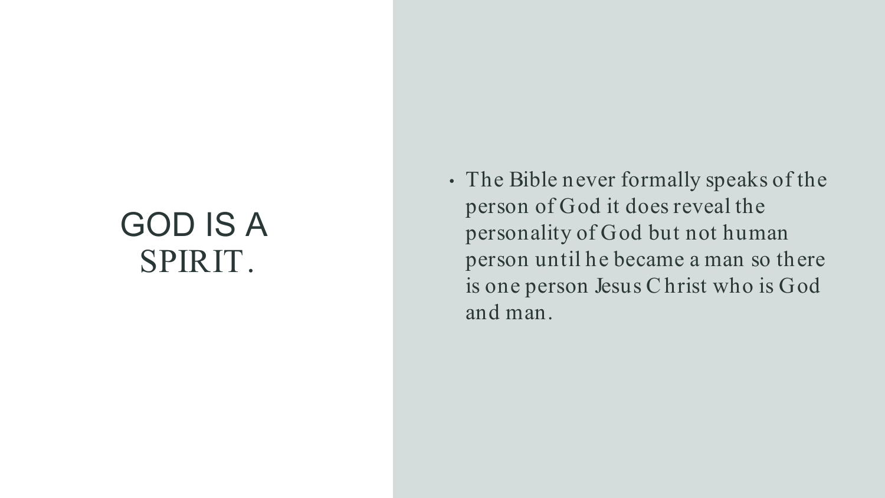# GOD IS A SPIRIT.

- The Bible never formally speaks of the person of God it does reveal the personality of God but not human person until he became a man so there is one person Jesus Christ who is God and man.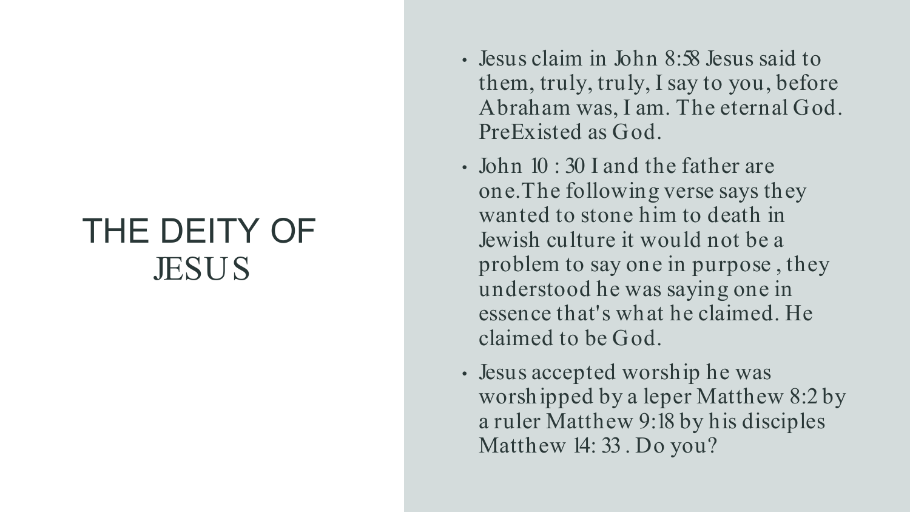# THE DEITY OF JESUS

- Jesus claim in John 8:58 Jesus said to them, truly, truly, I say to you, before Abraham was, I am. The eternal God. PreExisted as God.
- John 10 : 30 I and the father are one.The following verse says they wanted to stone him to death in Jewish culture it would not be a problem to say one in purpose , they understood he was saying one in essence that's what he claimed. He claimed to be God.
- Jesus accepted worship he was worshipped by a leper Matthew 8:2 by a ruler Matthew 9:18 by his disciples Matthew 14: 33 . Do you?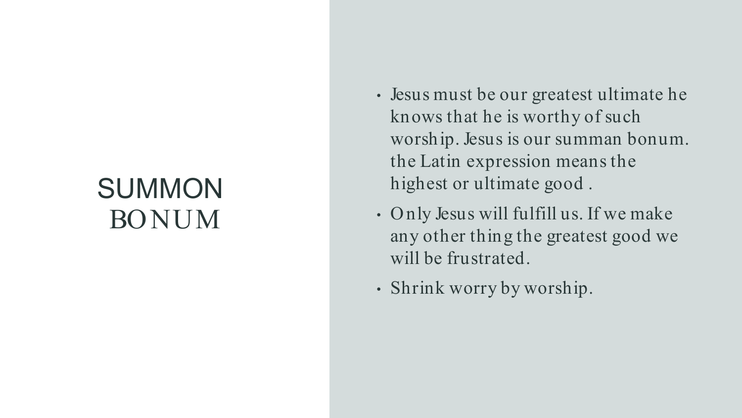# SUMMON BONUM

- Jesus must be our greatest ultimate he knows that he is worthy of such worship. Jesus is our summan bonum. the Latin expression means the highest or ultimate good .
- Only Jesus will fulfill us. If we make any other thing the greatest good we will be frustrated.
- Shrink worry by worship.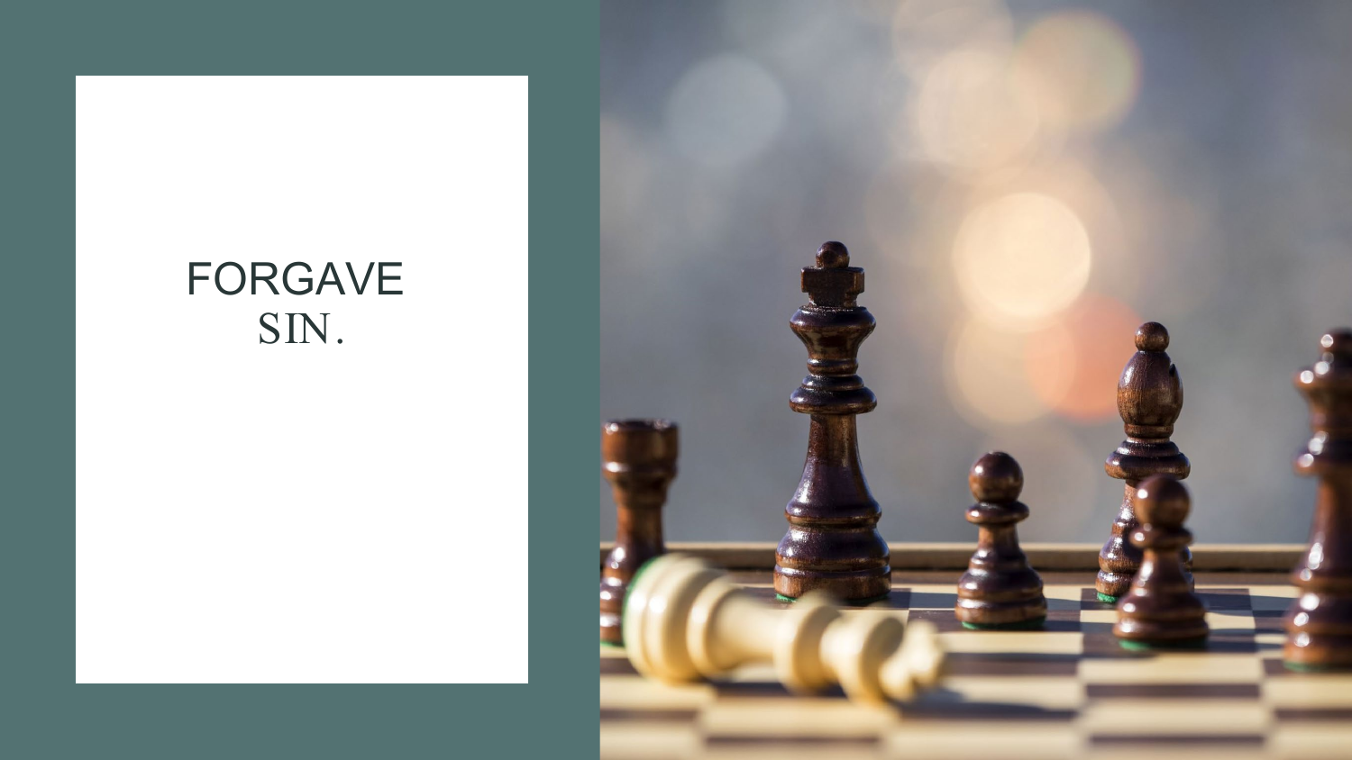# FORGAVE SIN.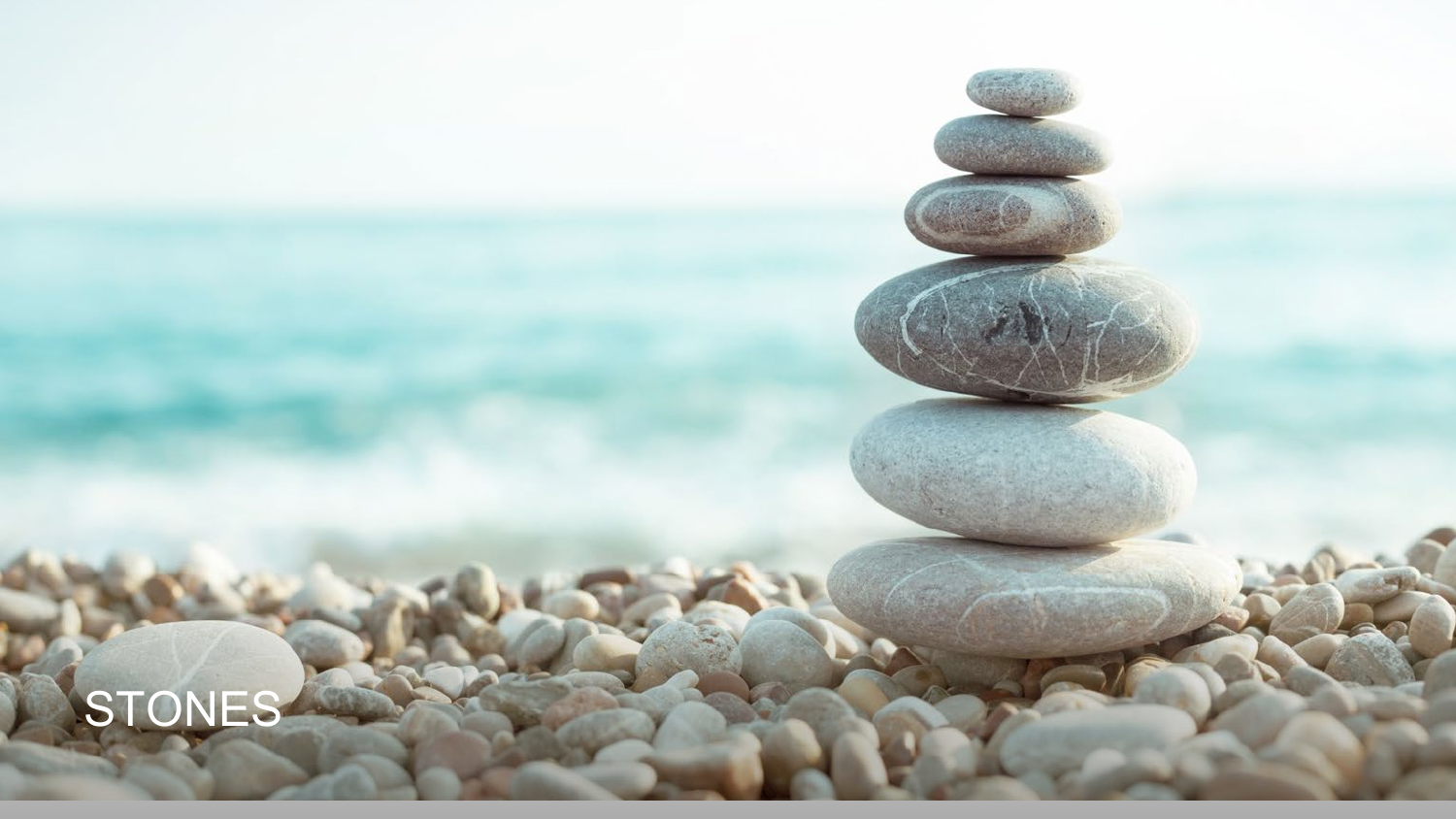STONES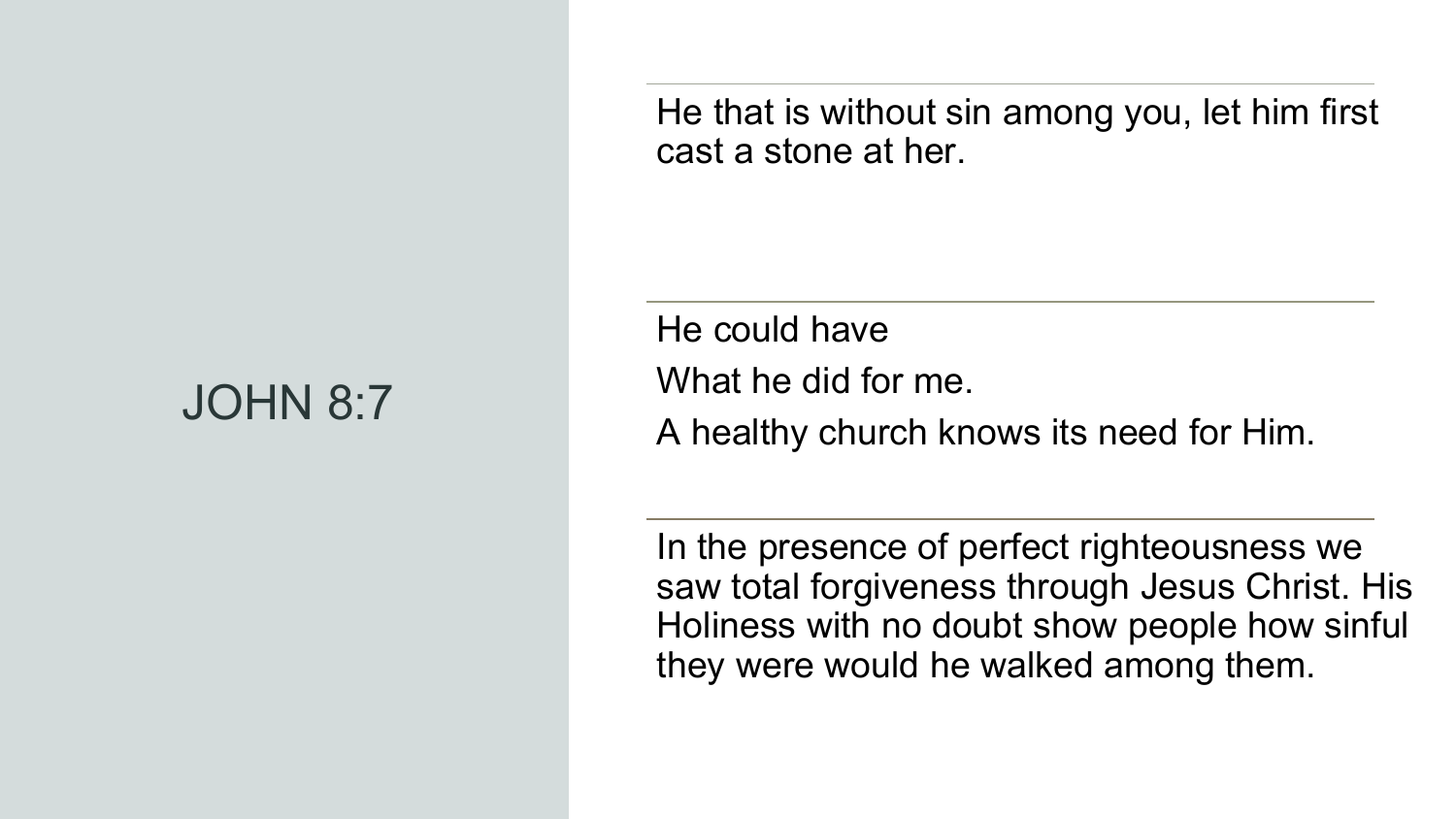# JOHN 8:7

He that is without sin among you, let him first cast a stone at her.

---

He could have

What he did for me.

A healthy church knows its need for Him.

---

In the presence of perfect righteousness we saw total forgiveness through Jesus Christ. His Holiness with no doubt show people how sinful they were would he walked among them.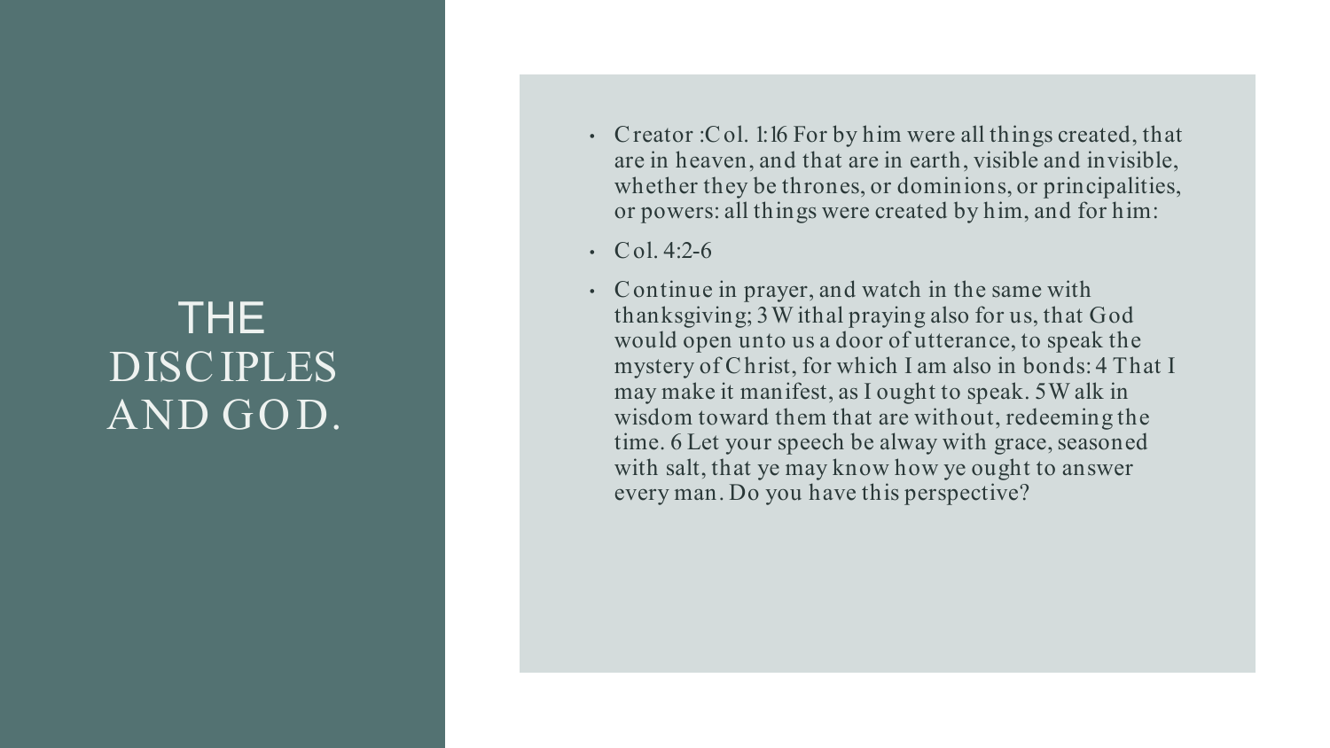# THE DISCIPLES AND GOD.

- Creator :Col. 1:16 For by him were all things created, that are in heaven, and that are in earth, visible and invisible, whether they be thrones, or dominions, or principalities, or powers: all things were created by him, and for him:
- Col. 4:2-6
- Continue in prayer, and watch in the same with thanksgiving; 3 Withal praying also for us, that God would open unto us a door of utterance, to speak the mystery of Christ, for which I am also in bonds: 4 That I may make it manifest, as I ought to speak. 5 Walk in wisdom toward them that are without, redeeming the time. 6 Let your speech be alway with grace, seasoned with salt, that ye may know how ye ought to answer every man. Do you have this perspective?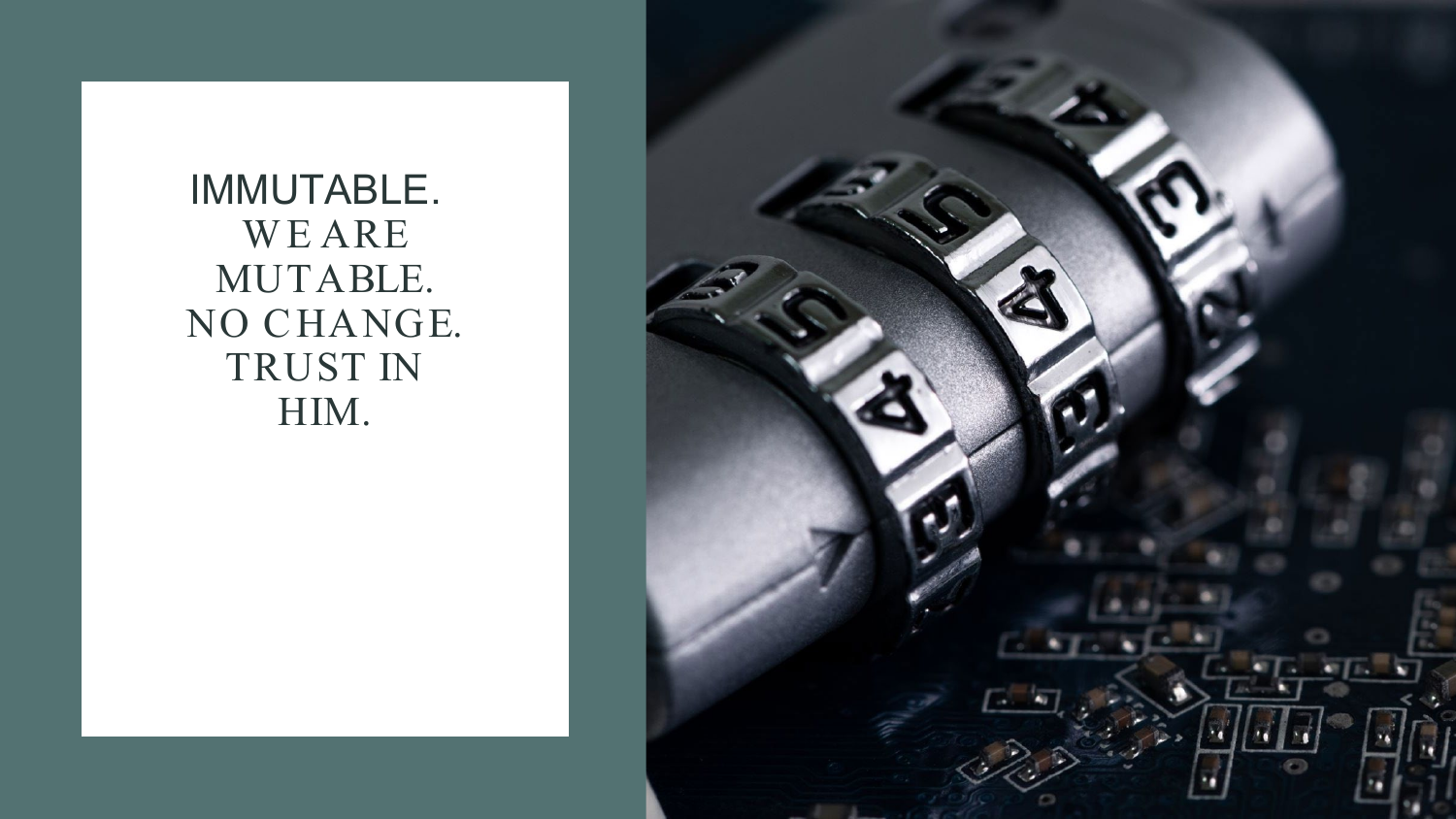IMMUTABLE.

WE ARE MUTABLE.

NO CHANGE.

TRUST IN HIM.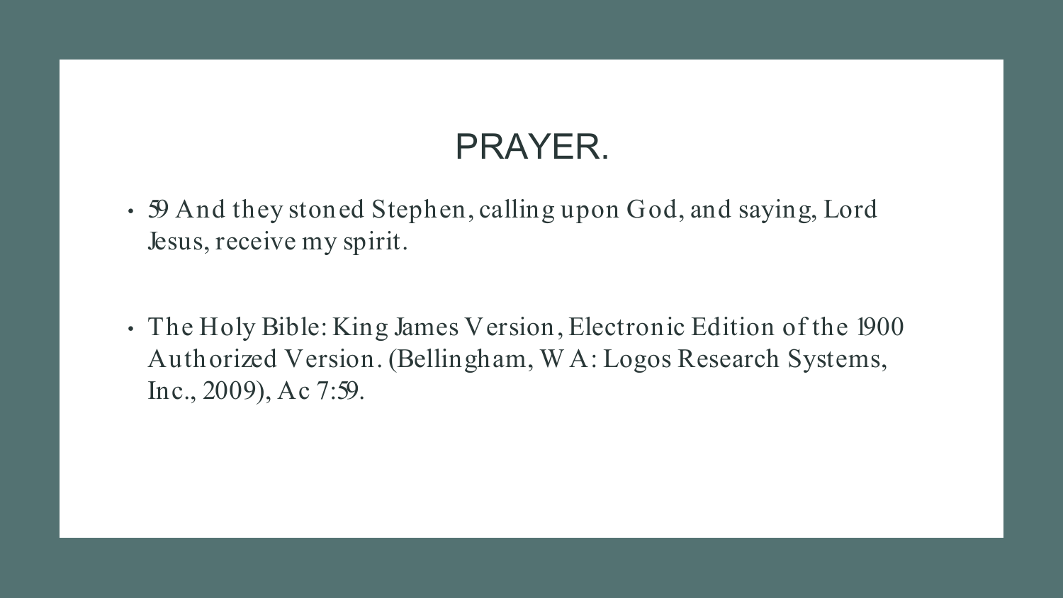# PRAYER.

- 59 And they stoned Stephen, calling upon God, and saying, Lord Jesus, receive my spirit.

- The Holy Bible: King James Version, Electronic Edition of the 1900 Authorized Version. (Bellingham, WA: Logos Research Systems, Inc., 2009), Ac 7:59.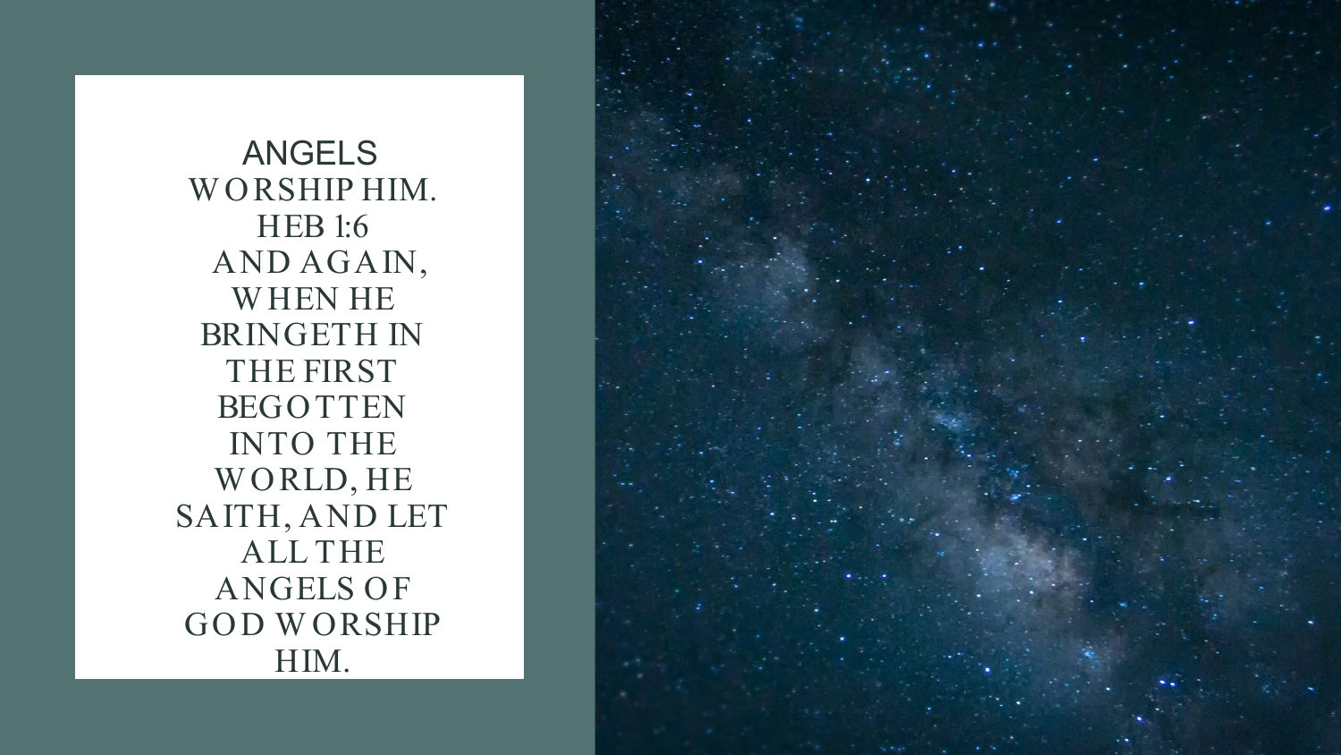## ANGELS WORSHIP HIM.

HEB 1:6

AND AGAIN, WHEN HE BRINGETH IN THE FIRST BEGOTTEN INTO THE WORLD, HE SAITH, AND LET ALL THE ANGELS OF GOD WORSHIP HIM.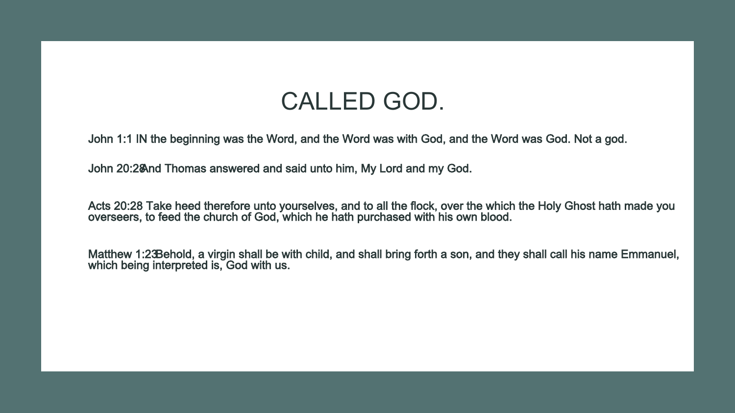# CALLED GOD.

John 1:1 IN the beginning was the Word, and the Word was with God, and the Word was God. Not a god.

John 20:28And Thomas answered and said unto him, My Lord and my God.

Acts 20:28 Take heed therefore unto yourselves, and to all the flock, over the which the Holy Ghost hath made you overseers, to feed the church of God, which he hath purchased with his own blood.

Matthew 1:23Behold, a virgin shall be with child, and shall bring forth a son, and they shall call his name Emmanuel, which being interpreted is, God with us.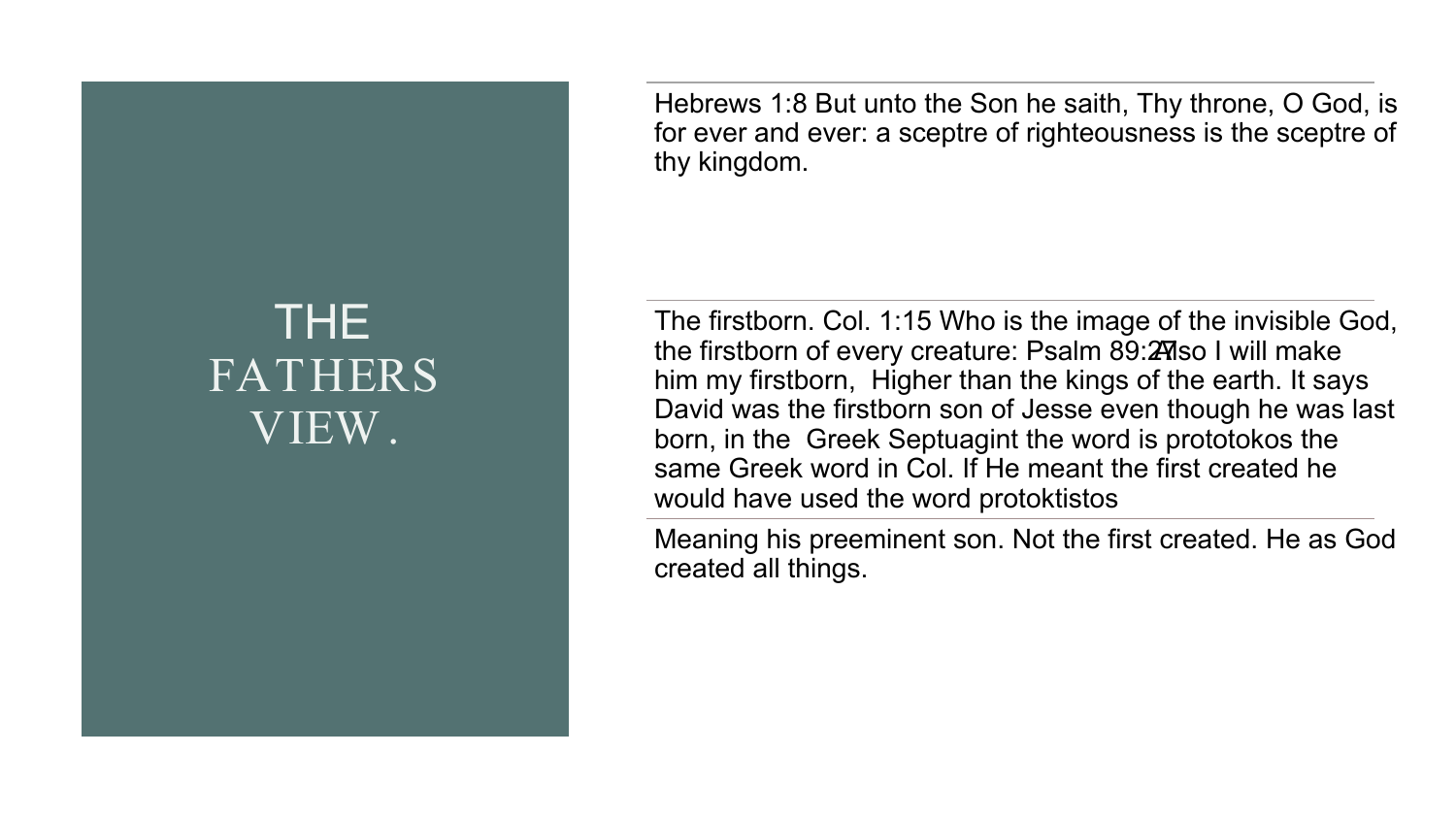# THE FATHERS VIEW.

Hebrews 1:8 But unto the Son he saith, Thy throne, O God, is for ever and ever: a sceptre of righteousness is the sceptre of thy kingdom.

The firstborn. Col. 1:15 Who is the image of the invisible God, the firstborn of every creature: Psalm 89:27 Also I will make him my firstborn, Higher than the kings of the earth. It says David was the firstborn son of Jesse even though he was last born, in the Greek Septuagint the word is prototokos the same Greek word in Col. If He meant the first created he would have used the word protoktistos

Meaning his preeminent son. Not the first created. He as God created all things.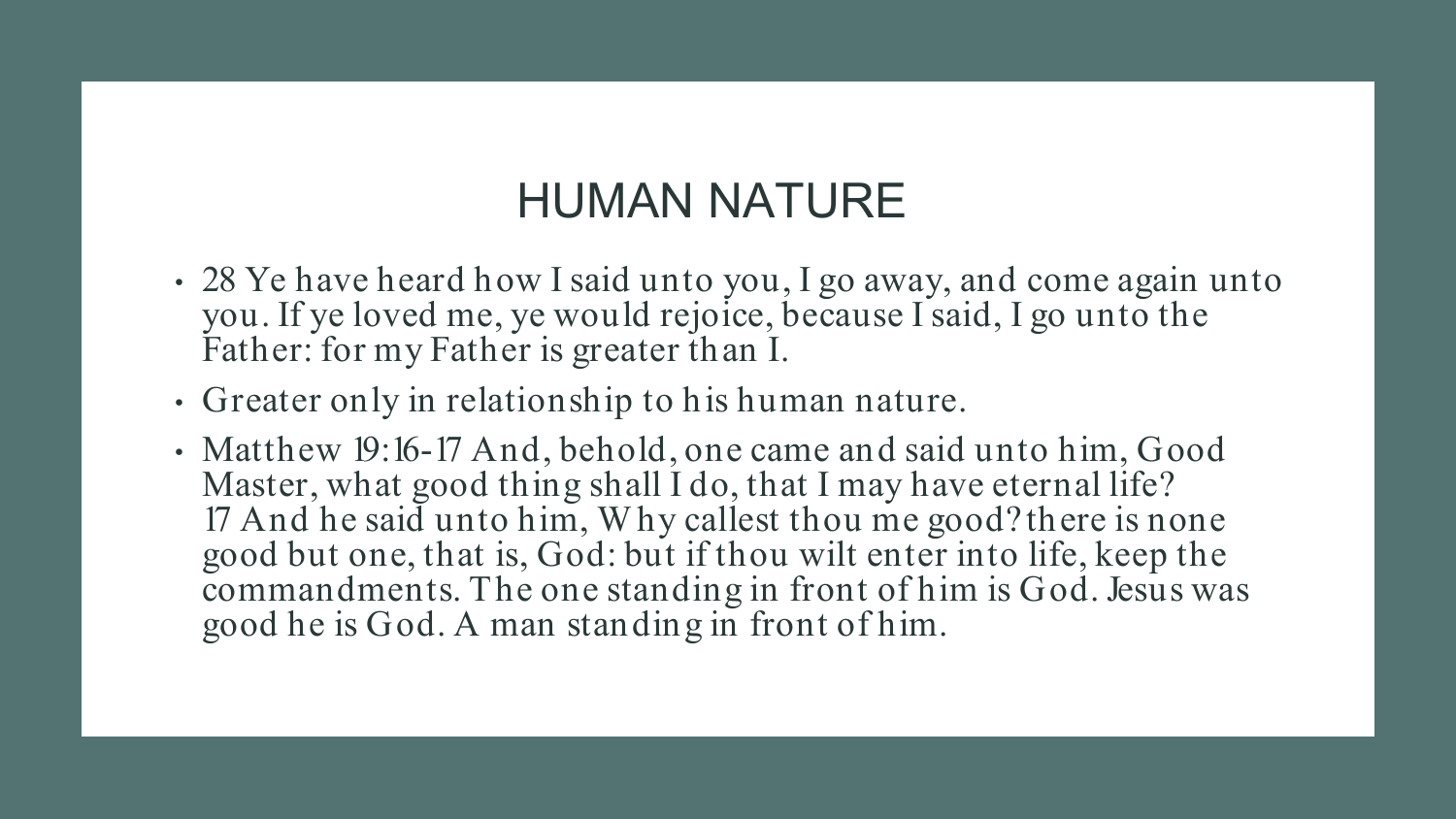# HUMAN NATURE

- 28 Ye have heard how I said unto you, I go away, and come again unto you. If ye loved me, ye would rejoice, because I said, I go unto the Father: for my Father is greater than I.
- Greater only in relationship to his human nature.
- Matthew 19:16-17 And, behold, one came and said unto him, Good Master, what good thing shall I do, that I may have eternal life? 17 And he said unto him, Why callest thou me good? there is none good but one, that is, God: but if thou wilt enter into life, keep the commandments. The one standing in front of him is God. Jesus was good he is God. A man standing in front of him.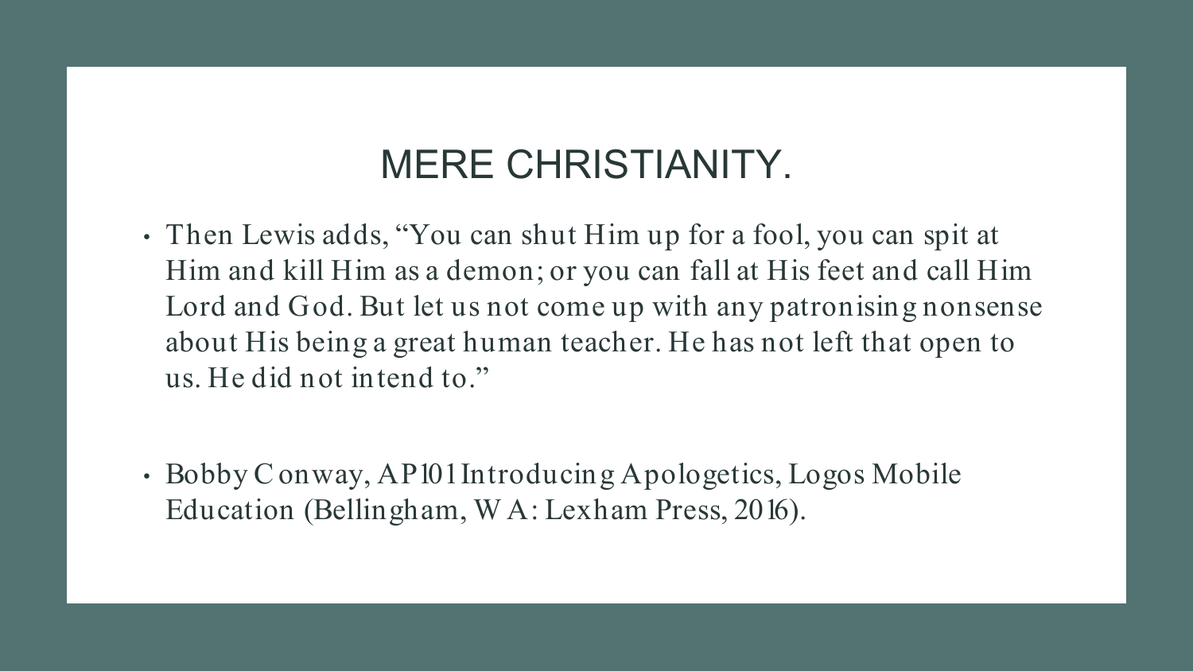# MERE CHRISTIANITY.

- Then Lewis adds, "You can shut Him up for a fool, you can spit at Him and kill Him as a demon; or you can fall at His feet and call Him Lord and God. But let us not come up with any patronising nonsense about His being a great human teacher. He has not left that open to us. He did not intend to."

- Bobby Conway, AP101 Introducing Apologetics, Logos Mobile Education (Bellingham, WA: Lexham Press, 2016).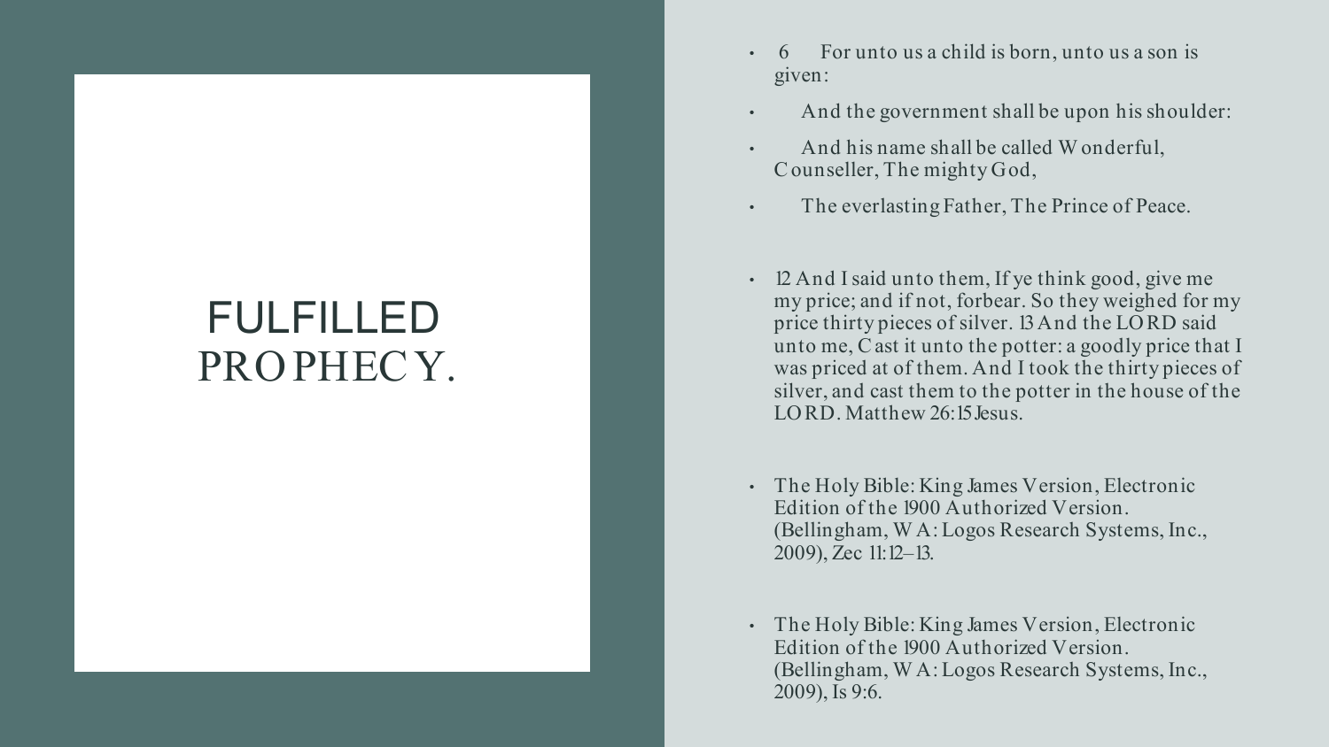# FULFILLED PROPHECY.

- 6 For unto us a child is born, unto us a son is given:
- And the government shall be upon his shoulder:
- And his name shall be called Wonderful, Counseller, The mighty God,
- The everlasting Father, The Prince of Peace.

- 12 And I said unto them, If ye think good, give me my price; and if not, forbear. So they weighed for my price thirty pieces of silver. 13 And the LORD said unto me, Cast it unto the potter: a goodly price that I was priced at of them. And I took the thirty pieces of silver, and cast them to the potter in the house of the LORD. Matthew 26:15 Jesus.

- The Holy Bible: King James Version, Electronic Edition of the 1900 Authorized Version. (Bellingham, WA: Logos Research Systems, Inc., 2009), Zec 11:12–13.

- The Holy Bible: King James Version, Electronic Edition of the 1900 Authorized Version. (Bellingham, WA: Logos Research Systems, Inc., 2009), Is 9:6.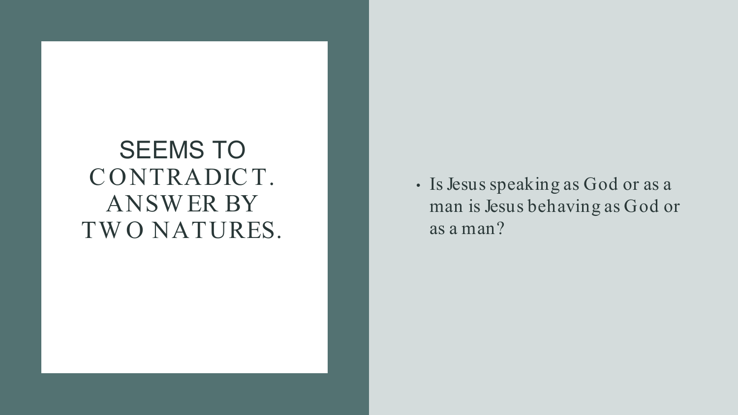# SEEMS TO CONTRADICT. ANSWER BY TWO NATURES.

- Is Jesus speaking as God or as a man is Jesus behaving as God or as a man?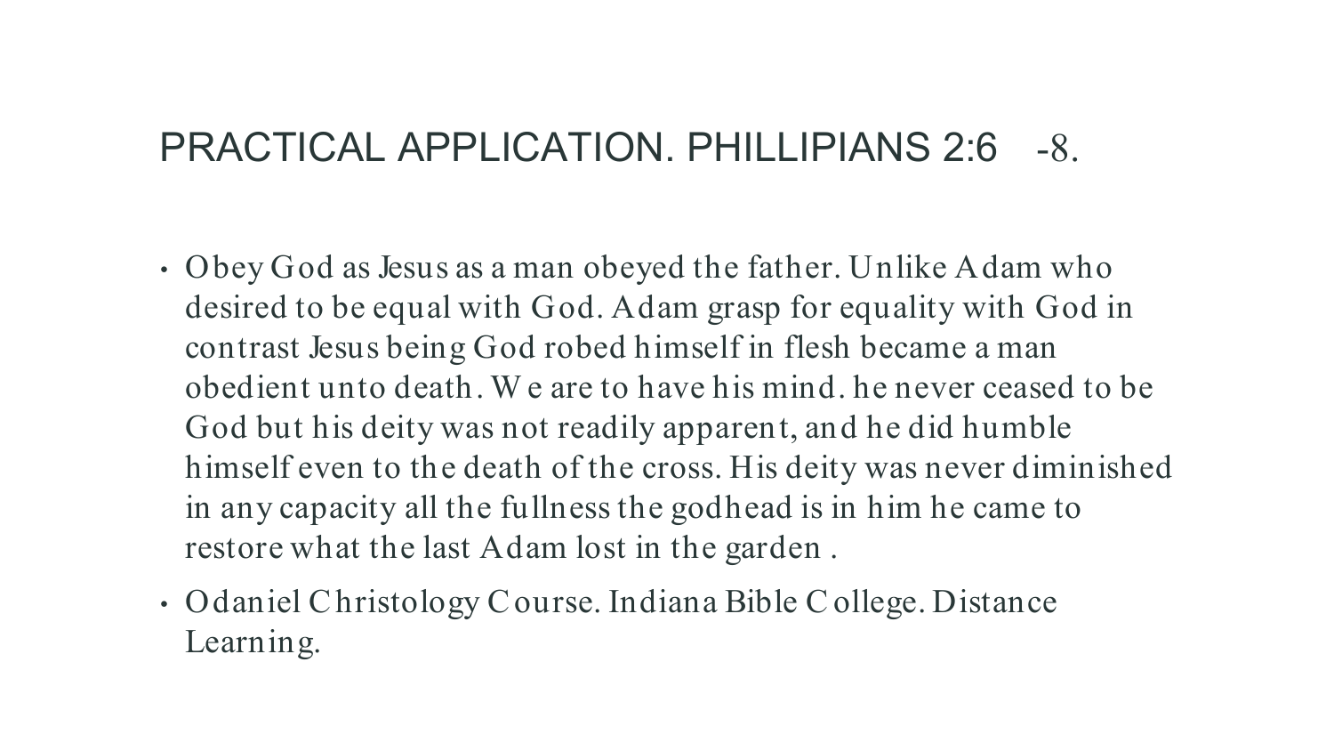# PRACTICAL APPLICATION. PHILLIPIANS 2:6 -8.

- Obey God as Jesus as a man obeyed the father. Unlike Adam who desired to be equal with God. Adam grasp for equality with God in contrast Jesus being God robed himself in flesh became a man obedient unto death. We are to have his mind. he never ceased to be God but his deity was not readily apparent, and he did humble himself even to the death of the cross. His deity was never diminished in any capacity all the fullness the godhead is in him he came to restore what the last Adam lost in the garden .
- Odaniel Christology Course. Indiana Bible College. Distance Learning.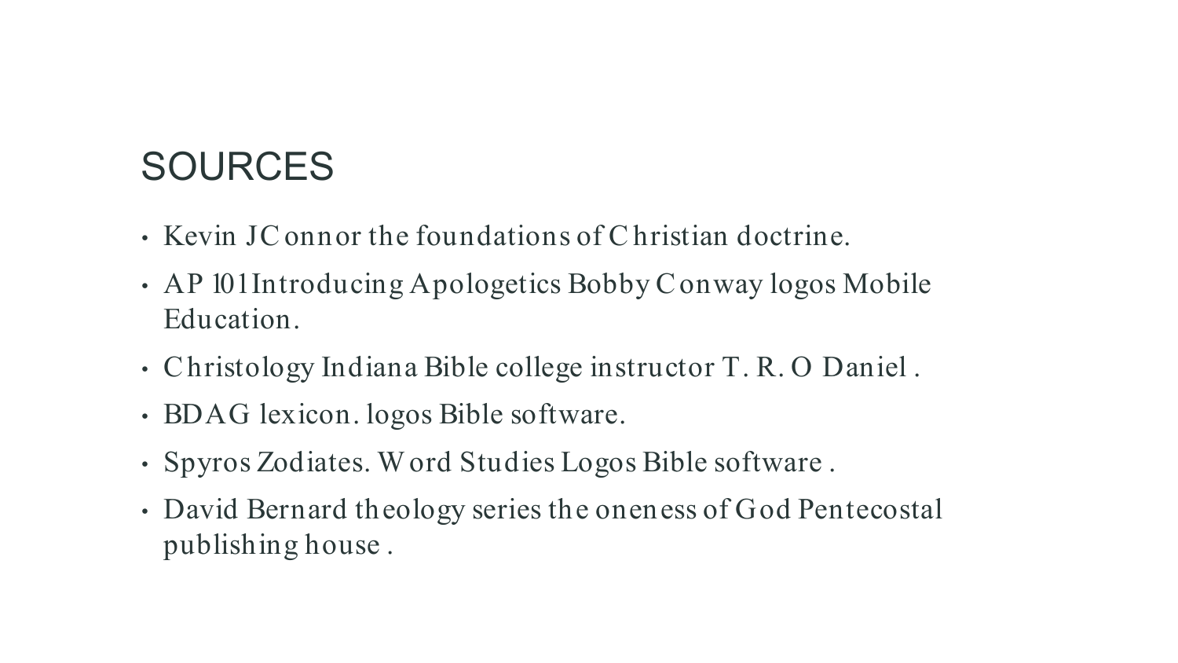# SOURCES

- Kevin JConnor the foundations of Christian doctrine.
- AP 101 Introducing Apologetics Bobby Conway logos Mobile Education.
- Christology Indiana Bible college instructor T. R. O Daniel .
- BDAG lexicon. logos Bible software.
- Spyros Zodiates. Word Studies Logos Bible software .
- David Bernard theology series the oneness of God Pentecostal publishing house .